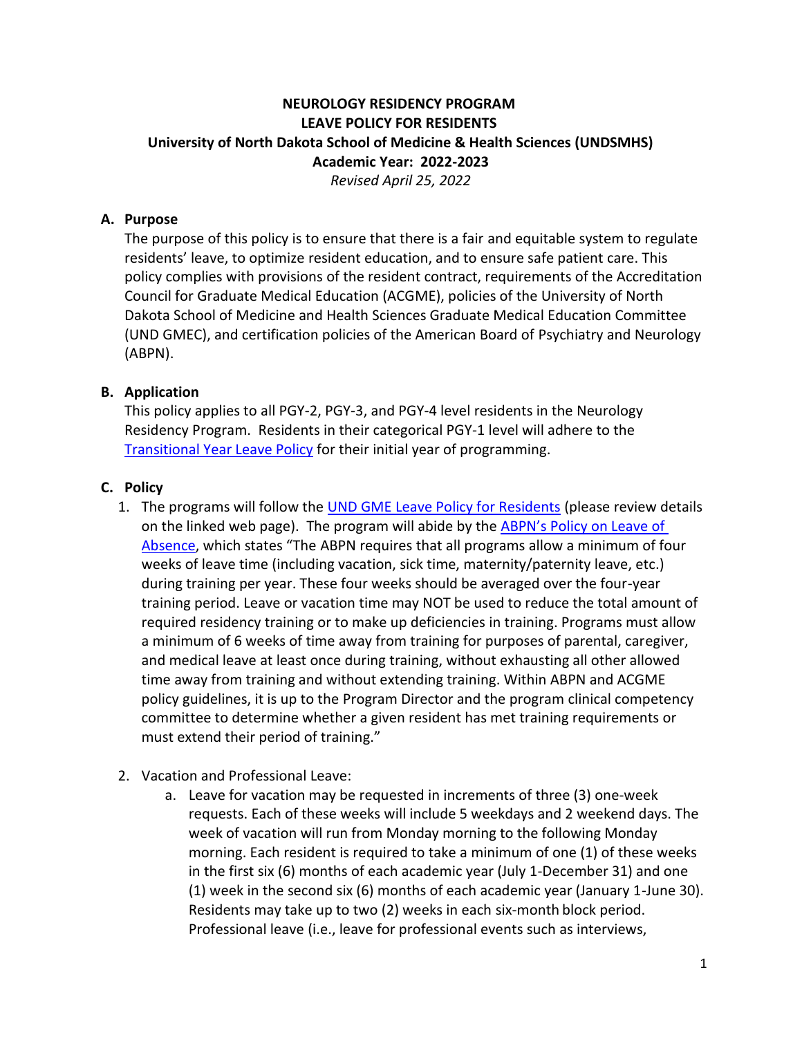**NEUROLOGY RESIDENCY PROGRAM**
**LEAVE POLICY FOR RESIDENTS**
**University of North Dakota School of Medicine & Health Sciences (UNDSMHS)**
**Academic Year: 2022-2023**
*Revised April 25, 2022*

## A. Purpose

The purpose of this policy is to ensure that there is a fair and equitable system to regulate residents' leave, to optimize resident education, and to ensure safe patient care. This policy complies with provisions of the resident contract, requirements of the Accreditation Council for Graduate Medical Education (ACGME), policies of the University of North Dakota School of Medicine and Health Sciences Graduate Medical Education Committee (UND GMEC), and certification policies of the American Board of Psychiatry and Neurology (ABPN).

## B. Application

This policy applies to all PGY-2, PGY-3, and PGY-4 level residents in the Neurology Residency Program. Residents in their categorical PGY-1 level will adhere to the Transitional Year Leave Policy for their initial year of programming.

## C. Policy

1. The programs will follow the UND GME Leave Policy for Residents (please review details on the linked web page). The program will abide by the ABPN's Policy on Leave of Absence, which states "The ABPN requires that all programs allow a minimum of four weeks of leave time (including vacation, sick time, maternity/paternity leave, etc.) during training per year. These four weeks should be averaged over the four-year training period. Leave or vacation time may NOT be used to reduce the total amount of required residency training or to make up deficiencies in training. Programs must allow a minimum of 6 weeks of time away from training for purposes of parental, caregiver, and medical leave at least once during training, without exhausting all other allowed time away from training and without extending training. Within ABPN and ACGME policy guidelines, it is up to the Program Director and the program clinical competency committee to determine whether a given resident has met training requirements or must extend their period of training."

2. Vacation and Professional Leave:
   a. Leave for vacation may be requested in increments of three (3) one-week requests. Each of these weeks will include 5 weekdays and 2 weekend days. The week of vacation will run from Monday morning to the following Monday morning. Each resident is required to take a minimum of one (1) of these weeks in the first six (6) months of each academic year (July 1-December 31) and one (1) week in the second six (6) months of each academic year (January 1-June 30). Residents may take up to two (2) weeks in each six-month block period. Professional leave (i.e., leave for professional events such as interviews,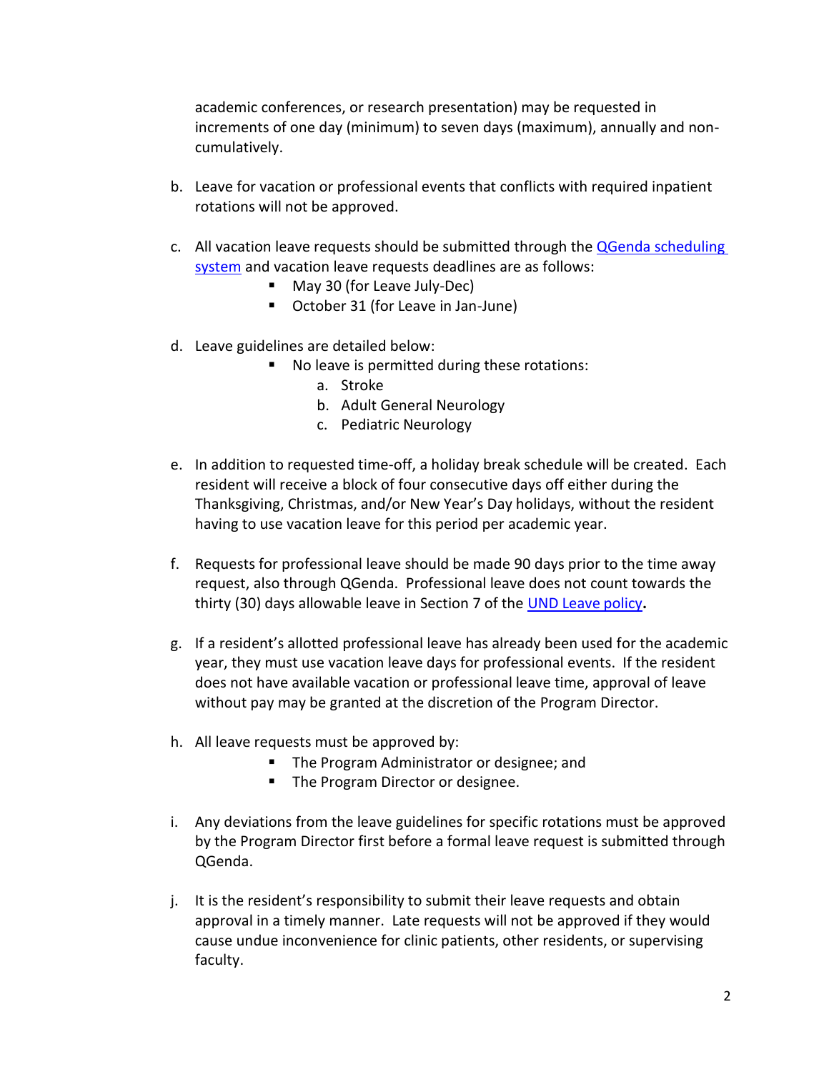academic conferences, or research presentation) may be requested in increments of one day (minimum) to seven days (maximum), annually and non-cumulatively.

b. Leave for vacation or professional events that conflicts with required inpatient rotations will not be approved.

c. All vacation leave requests should be submitted through the [QGenda scheduling system]() and vacation leave requests deadlines are as follows:
    - May 30 (for Leave July-Dec)
    - October 31 (for Leave in Jan-June)

d. Leave guidelines are detailed below:
    - No leave is permitted during these rotations:
        a. Stroke
        b. Adult General Neurology
        c. Pediatric Neurology

e. In addition to requested time-off, a holiday break schedule will be created. Each resident will receive a block of four consecutive days off either during the Thanksgiving, Christmas, and/or New Year's Day holidays, without the resident having to use vacation leave for this period per academic year.

f. Requests for professional leave should be made 90 days prior to the time away request, also through QGenda. Professional leave does not count towards the thirty (30) days allowable leave in Section 7 of the [UND Leave policy]()**.**

g. If a resident's allotted professional leave has already been used for the academic year, they must use vacation leave days for professional events. If the resident does not have available vacation or professional leave time, approval of leave without pay may be granted at the discretion of the Program Director.

h. All leave requests must be approved by:
    - The Program Administrator or designee; and
    - The Program Director or designee.

i. Any deviations from the leave guidelines for specific rotations must be approved by the Program Director first before a formal leave request is submitted through QGenda.

j. It is the resident's responsibility to submit their leave requests and obtain approval in a timely manner. Late requests will not be approved if they would cause undue inconvenience for clinic patients, other residents, or supervising faculty.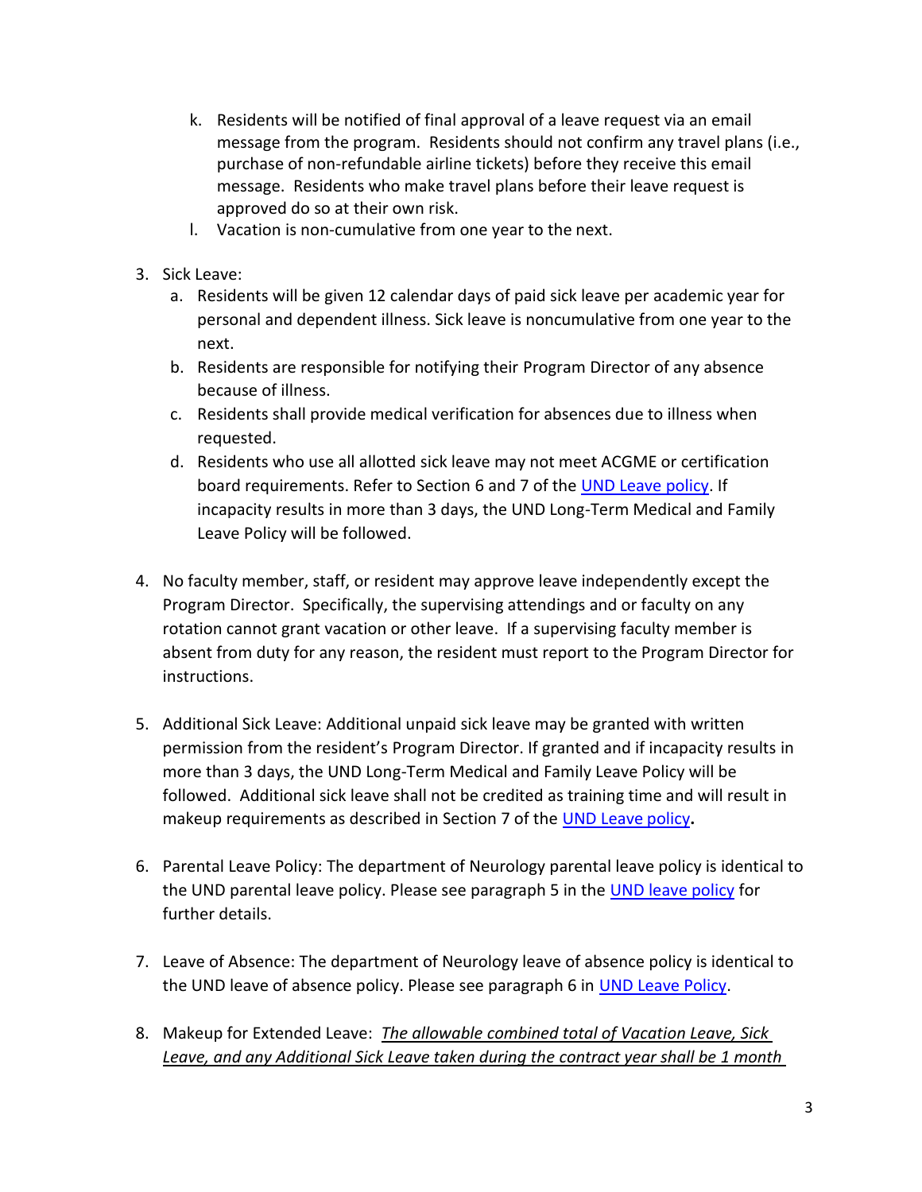k. Residents will be notified of final approval of a leave request via an email message from the program. Residents should not confirm any travel plans (i.e., purchase of non-refundable airline tickets) before they receive this email message. Residents who make travel plans before their leave request is approved do so at their own risk.
   l. Vacation is non-cumulative from one year to the next.

3. Sick Leave:
   a. Residents will be given 12 calendar days of paid sick leave per academic year for personal and dependent illness. Sick leave is noncumulative from one year to the next.
   b. Residents are responsible for notifying their Program Director of any absence because of illness.
   c. Residents shall provide medical verification for absences due to illness when requested.
   d. Residents who use all allotted sick leave may not meet ACGME or certification board requirements. Refer to Section 6 and 7 of the UND Leave policy. If incapacity results in more than 3 days, the UND Long-Term Medical and Family Leave Policy will be followed.

4. No faculty member, staff, or resident may approve leave independently except the Program Director. Specifically, the supervising attendings and or faculty on any rotation cannot grant vacation or other leave. If a supervising faculty member is absent from duty for any reason, the resident must report to the Program Director for instructions.

5. Additional Sick Leave: Additional unpaid sick leave may be granted with written permission from the resident's Program Director. If granted and if incapacity results in more than 3 days, the UND Long-Term Medical and Family Leave Policy will be followed. Additional sick leave shall not be credited as training time and will result in makeup requirements as described in Section 7 of the UND Leave policy**.**

6. Parental Leave Policy: The department of Neurology parental leave policy is identical to the UND parental leave policy. Please see paragraph 5 in the UND leave policy for further details.

7. Leave of Absence: The department of Neurology leave of absence policy is identical to the UND leave of absence policy. Please see paragraph 6 in UND Leave Policy.

8. Makeup for Extended Leave: *The allowable combined total of Vacation Leave, Sick Leave, and any Additional Sick Leave taken during the contract year shall be 1 month*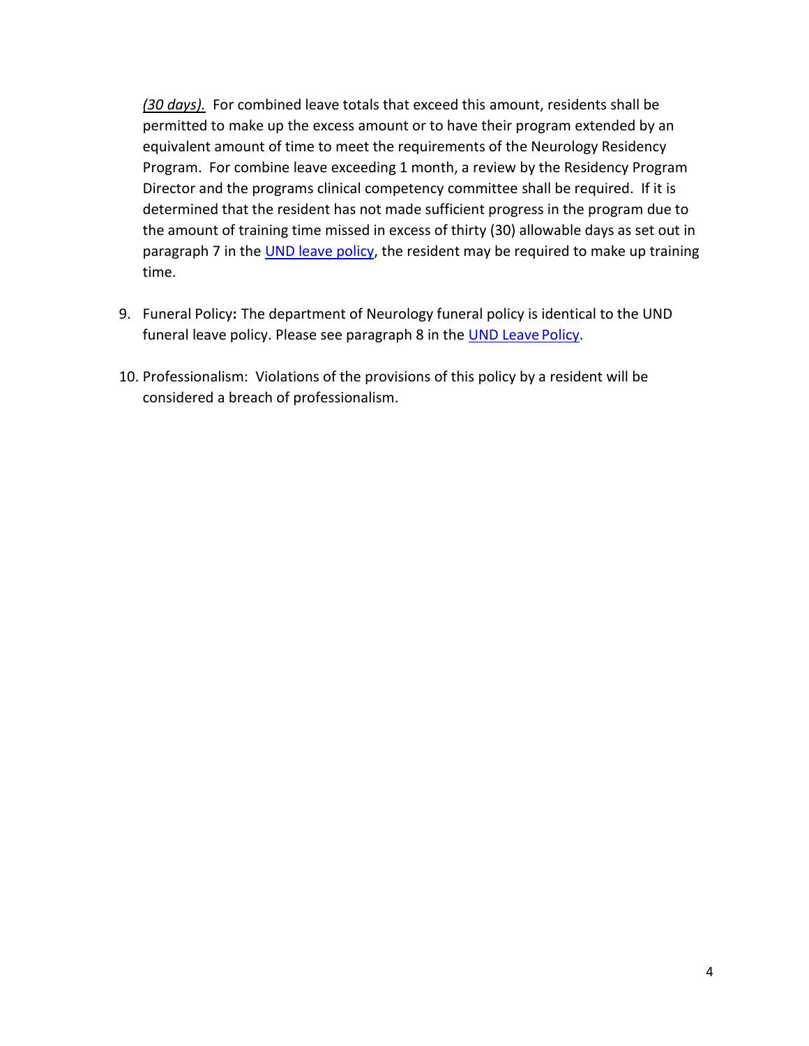*(30 days).* For combined leave totals that exceed this amount, residents shall be permitted to make up the excess amount or to have their program extended by an equivalent amount of time to meet the requirements of the Neurology Residency Program. For combine leave exceeding 1 month, a review by the Residency Program Director and the programs clinical competency committee shall be required. If it is determined that the resident has not made sufficient progress in the program due to the amount of training time missed in excess of thirty (30) allowable days as set out in paragraph 7 in the UND leave policy, the resident may be required to make up training time.

9. Funeral Policy**:** The department of Neurology funeral policy is identical to the UND funeral leave policy. Please see paragraph 8 in the UND Leave Policy.

10. Professionalism: Violations of the provisions of this policy by a resident will be considered a breach of professionalism.